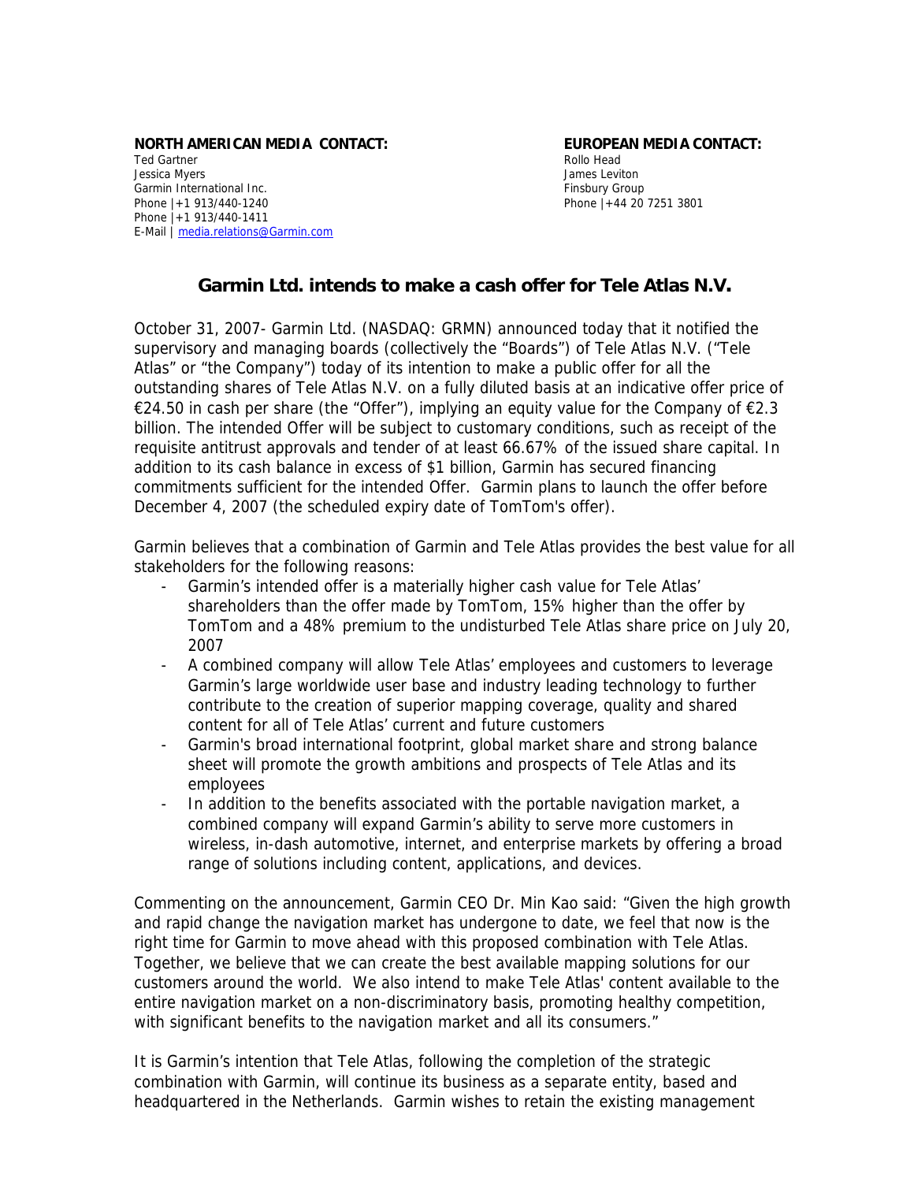**NORTH AMERICAN MEDIA CONTACT:**
Ted Gartner
Jessica Myers
Garmin International Inc.
Phone |+1 913/440-1240
Phone |+1 913/440-1411
E-Mail | media.relations@Garmin.com

**EUROPEAN MEDIA CONTACT:**
Rollo Head
James Leviton
Finsbury Group
Phone |+44 20 7251 3801

# Garmin Ltd. intends to make a cash offer for Tele Atlas N.V.

October 31, 2007- Garmin Ltd. (NASDAQ: GRMN) announced today that it notified the supervisory and managing boards (collectively the "Boards") of Tele Atlas N.V. ("Tele Atlas" or "the Company") today of its intention to make a public offer for all the outstanding shares of Tele Atlas N.V. on a fully diluted basis at an indicative offer price of €24.50 in cash per share (the "Offer"), implying an equity value for the Company of €2.3 billion. The intended Offer will be subject to customary conditions, such as receipt of the requisite antitrust approvals and tender of at least 66.67% of the issued share capital. In addition to its cash balance in excess of $1 billion, Garmin has secured financing commitments sufficient for the intended Offer. Garmin plans to launch the offer before December 4, 2007 (the scheduled expiry date of TomTom's offer).

Garmin believes that a combination of Garmin and Tele Atlas provides the best value for all stakeholders for the following reasons:

- Garmin's intended offer is a materially higher cash value for Tele Atlas' shareholders than the offer made by TomTom, 15% higher than the offer by TomTom and a 48% premium to the undisturbed Tele Atlas share price on July 20, 2007
- A combined company will allow Tele Atlas' employees and customers to leverage Garmin's large worldwide user base and industry leading technology to further contribute to the creation of superior mapping coverage, quality and shared content for all of Tele Atlas' current and future customers
- Garmin's broad international footprint, global market share and strong balance sheet will promote the growth ambitions and prospects of Tele Atlas and its employees
- In addition to the benefits associated with the portable navigation market, a combined company will expand Garmin's ability to serve more customers in wireless, in-dash automotive, internet, and enterprise markets by offering a broad range of solutions including content, applications, and devices.

Commenting on the announcement, Garmin CEO Dr. Min Kao said: "Given the high growth and rapid change the navigation market has undergone to date, we feel that now is the right time for Garmin to move ahead with this proposed combination with Tele Atlas. Together, we believe that we can create the best available mapping solutions for our customers around the world. We also intend to make Tele Atlas' content available to the entire navigation market on a non-discriminatory basis, promoting healthy competition, with significant benefits to the navigation market and all its consumers."

It is Garmin's intention that Tele Atlas, following the completion of the strategic combination with Garmin, will continue its business as a separate entity, based and headquartered in the Netherlands. Garmin wishes to retain the existing management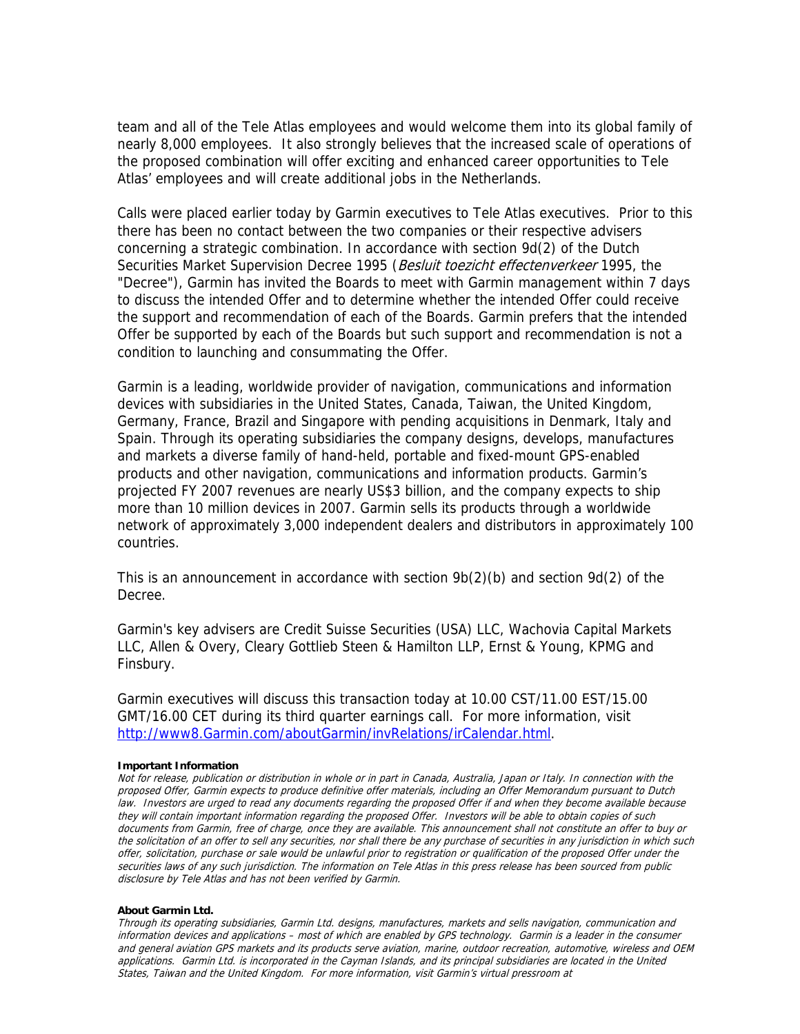team and all of the Tele Atlas employees and would welcome them into its global family of nearly 8,000 employees. It also strongly believes that the increased scale of operations of the proposed combination will offer exciting and enhanced career opportunities to Tele Atlas' employees and will create additional jobs in the Netherlands.

Calls were placed earlier today by Garmin executives to Tele Atlas executives. Prior to this there has been no contact between the two companies or their respective advisers concerning a strategic combination. In accordance with section 9d(2) of the Dutch Securities Market Supervision Decree 1995 (*Besluit toezicht effectenverkeer* 1995, the "Decree"), Garmin has invited the Boards to meet with Garmin management within 7 days to discuss the intended Offer and to determine whether the intended Offer could receive the support and recommendation of each of the Boards. Garmin prefers that the intended Offer be supported by each of the Boards but such support and recommendation is not a condition to launching and consummating the Offer.

Garmin is a leading, worldwide provider of navigation, communications and information devices with subsidiaries in the United States, Canada, Taiwan, the United Kingdom, Germany, France, Brazil and Singapore with pending acquisitions in Denmark, Italy and Spain. Through its operating subsidiaries the company designs, develops, manufactures and markets a diverse family of hand-held, portable and fixed-mount GPS-enabled products and other navigation, communications and information products. Garmin's projected FY 2007 revenues are nearly US$3 billion, and the company expects to ship more than 10 million devices in 2007. Garmin sells its products through a worldwide network of approximately 3,000 independent dealers and distributors in approximately 100 countries.

This is an announcement in accordance with section 9b(2)(b) and section 9d(2) of the Decree.

Garmin's key advisers are Credit Suisse Securities (USA) LLC, Wachovia Capital Markets LLC, Allen & Overy, Cleary Gottlieb Steen & Hamilton LLP, Ernst & Young, KPMG and Finsbury.

Garmin executives will discuss this transaction today at 10.00 CST/11.00 EST/15.00 GMT/16.00 CET during its third quarter earnings call. For more information, visit [http://www8.Garmin.com/aboutGarmin/invRelations/irCalendar.html](http://www8.Garmin.com/aboutGarmin/invRelations/irCalendar.html).

**Important Information**

*Not for release, publication or distribution in whole or in part in Canada, Australia, Japan or Italy. In connection with the proposed Offer, Garmin expects to produce definitive offer materials, including an Offer Memorandum pursuant to Dutch law. Investors are urged to read any documents regarding the proposed Offer if and when they become available because they will contain important information regarding the proposed Offer. Investors will be able to obtain copies of such documents from Garmin, free of charge, once they are available. This announcement shall not constitute an offer to buy or the solicitation of an offer to sell any securities, nor shall there be any purchase of securities in any jurisdiction in which such offer, solicitation, purchase or sale would be unlawful prior to registration or qualification of the proposed Offer under the securities laws of any such jurisdiction. The information on Tele Atlas in this press release has been sourced from public disclosure by Tele Atlas and has not been verified by Garmin.*

**About Garmin Ltd.**

*Through its operating subsidiaries, Garmin Ltd. designs, manufactures, markets and sells navigation, communication and information devices and applications – most of which are enabled by GPS technology. Garmin is a leader in the consumer and general aviation GPS markets and its products serve aviation, marine, outdoor recreation, automotive, wireless and OEM applications. Garmin Ltd. is incorporated in the Cayman Islands, and its principal subsidiaries are located in the United States, Taiwan and the United Kingdom. For more information, visit Garmin's virtual pressroom at*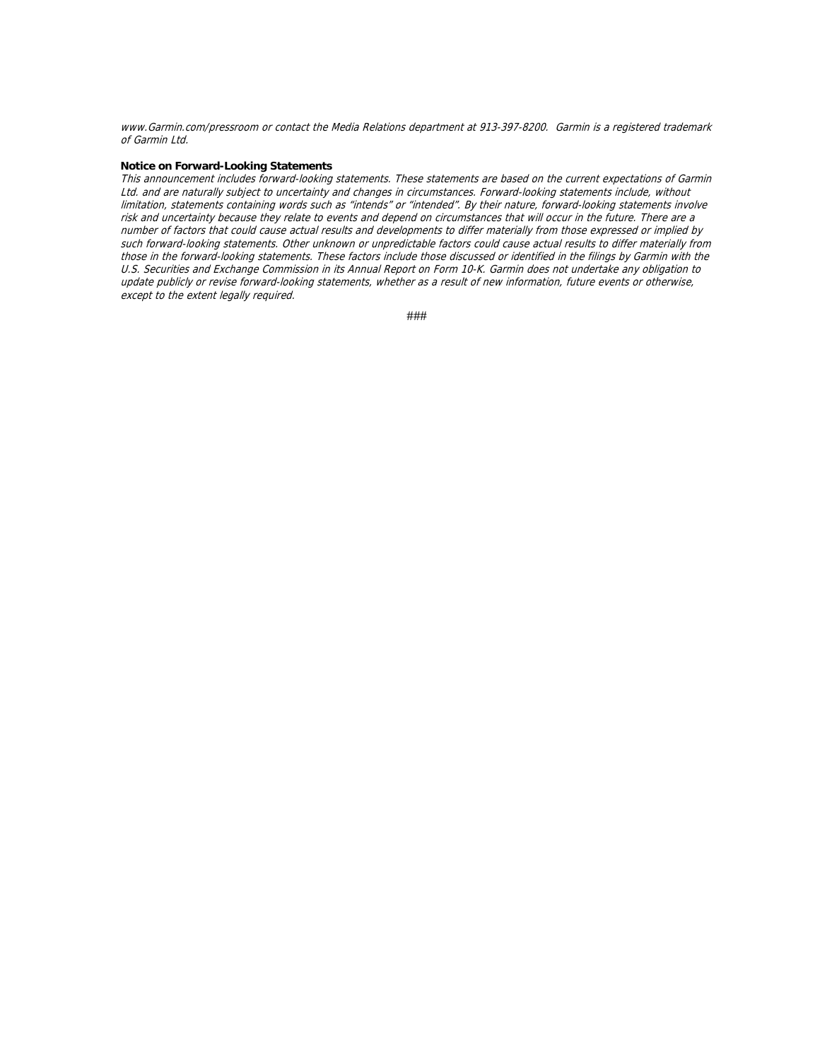*www.Garmin.com/pressroom or contact the Media Relations department at 913-397-8200. Garmin is a registered trademark of Garmin Ltd.*

**Notice on Forward-Looking Statements**

*This announcement includes forward-looking statements. These statements are based on the current expectations of Garmin Ltd. and are naturally subject to uncertainty and changes in circumstances. Forward-looking statements include, without limitation, statements containing words such as "intends" or "intended". By their nature, forward-looking statements involve risk and uncertainty because they relate to events and depend on circumstances that will occur in the future. There are a number of factors that could cause actual results and developments to differ materially from those expressed or implied by such forward-looking statements. Other unknown or unpredictable factors could cause actual results to differ materially from those in the forward-looking statements. These factors include those discussed or identified in the filings by Garmin with the U.S. Securities and Exchange Commission in its Annual Report on Form 10-K. Garmin does not undertake any obligation to update publicly or revise forward-looking statements, whether as a result of new information, future events or otherwise, except to the extent legally required.*

###